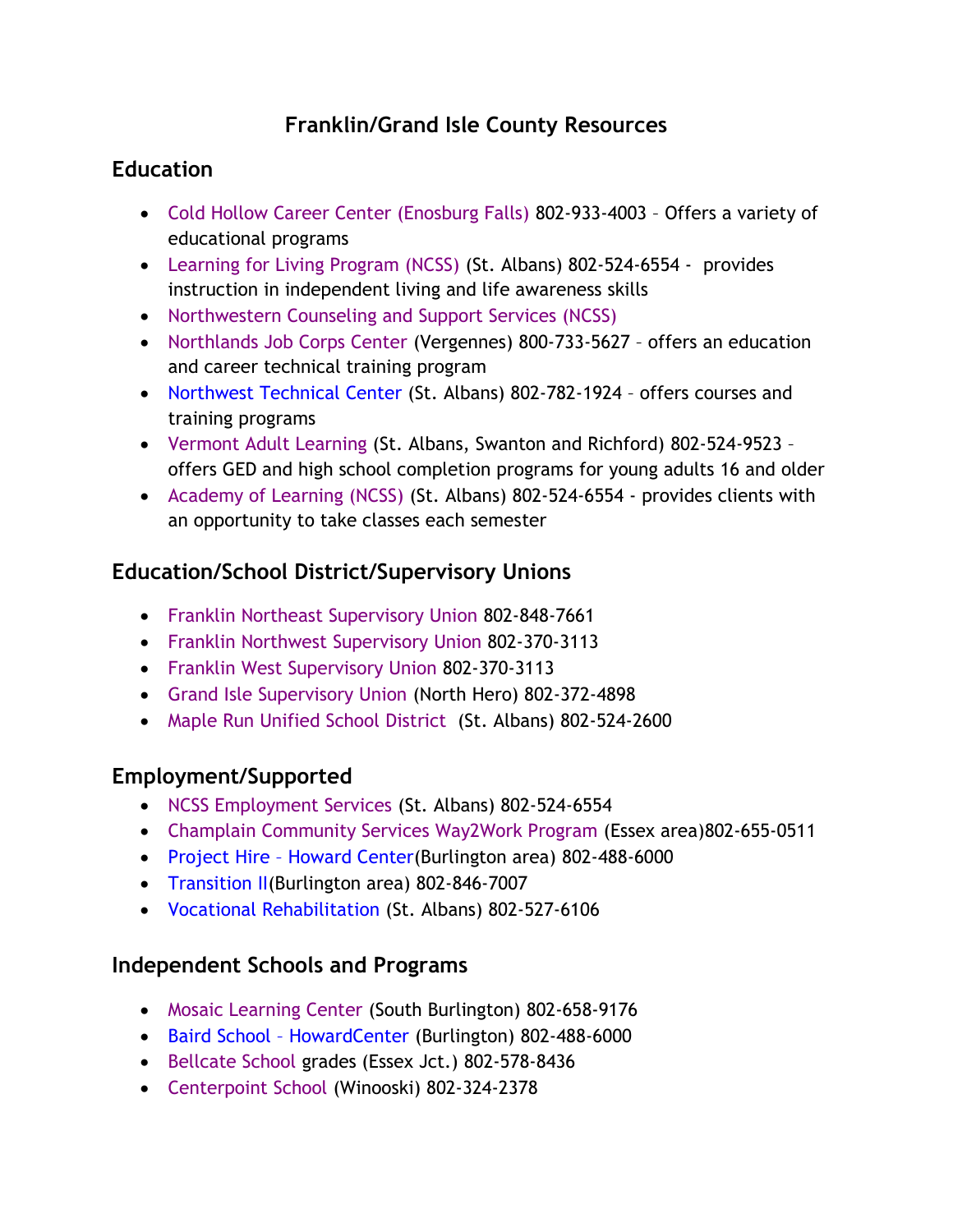# Franklin/Grand Isle County Resources

## Education

- Cold Hollow Career Center (Enosburg Falls) 802-933-4003 – Offers a variety of educational programs
- Learning for Living Program (NCSS) (St. Albans) 802-524-6554 - provides instruction in independent living and life awareness skills
- Northwestern Counseling and Support Services (NCSS)
- Northlands Job Corps Center (Vergennes) 800-733-5627 – offers an education and career technical training program
- Northwest Technical Center (St. Albans) 802-782-1924 – offers courses and training programs
- Vermont Adult Learning (St. Albans, Swanton and Richford) 802-524-9523 – offers GED and high school completion programs for young adults 16 and older
- Academy of Learning (NCSS) (St. Albans) 802-524-6554 - provides clients with an opportunity to take classes each semester

## Education/School District/Supervisory Unions

- Franklin Northeast Supervisory Union 802-848-7661
- Franklin Northwest Supervisory Union 802-370-3113
- Franklin West Supervisory Union 802-370-3113
- Grand Isle Supervisory Union (North Hero) 802-372-4898
- Maple Run Unified School District (St. Albans) 802-524-2600

## Employment/Supported

- NCSS Employment Services (St. Albans) 802-524-6554
- Champlain Community Services Way2Work Program (Essex area)802-655-0511
- Project Hire – Howard Center(Burlington area) 802-488-6000
- Transition II(Burlington area) 802-846-7007
- Vocational Rehabilitation (St. Albans) 802-527-6106

## Independent Schools and Programs

- Mosaic Learning Center (South Burlington) 802-658-9176
- Baird School – HowardCenter (Burlington) 802-488-6000
- Bellcate School grades (Essex Jct.) 802-578-8436
- Centerpoint School (Winooski) 802-324-2378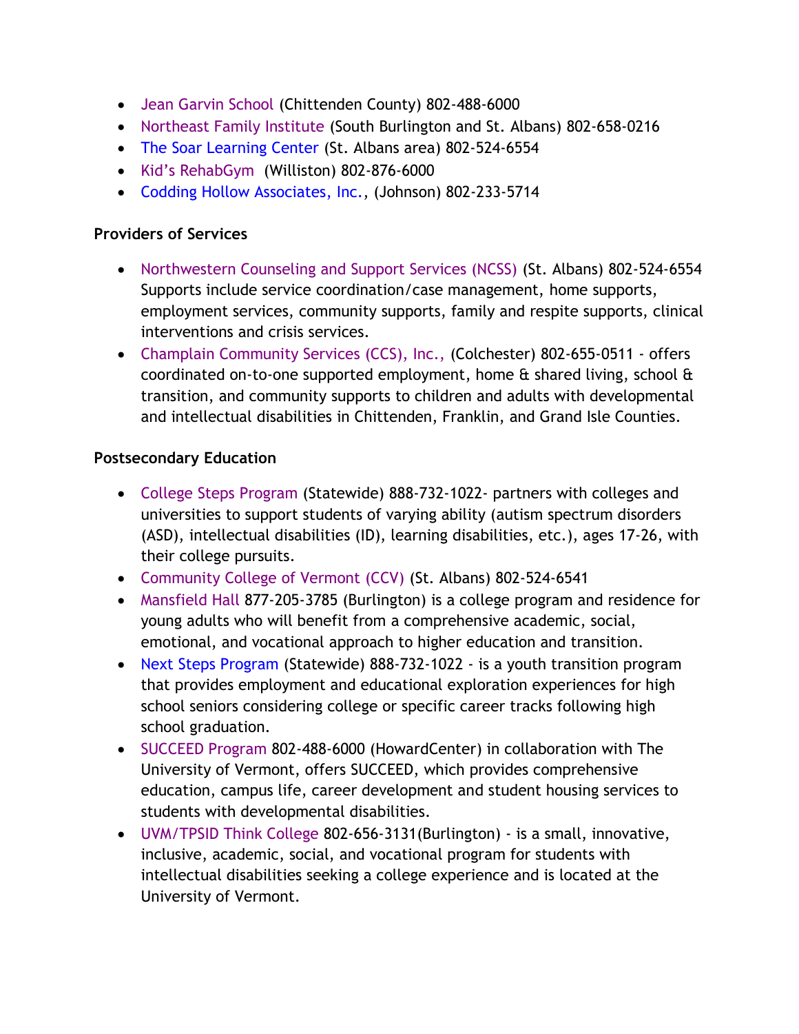- Jean Garvin School (Chittenden County) 802-488-6000
- Northeast Family Institute (South Burlington and St. Albans) 802-658-0216
- The Soar Learning Center (St. Albans area) 802-524-6554
- Kid's RehabGym (Williston) 802-876-6000
- Codding Hollow Associates, Inc., (Johnson) 802-233-5714

**Providers of Services**

- Northwestern Counseling and Support Services (NCSS) (St. Albans) 802-524-6554 Supports include service coordination/case management, home supports, employment services, community supports, family and respite supports, clinical interventions and crisis services.
- Champlain Community Services (CCS), Inc., (Colchester) 802-655-0511 - offers coordinated on-to-one supported employment, home & shared living, school & transition, and community supports to children and adults with developmental and intellectual disabilities in Chittenden, Franklin, and Grand Isle Counties.

**Postsecondary Education**

- College Steps Program (Statewide) 888-732-1022- partners with colleges and universities to support students of varying ability (autism spectrum disorders (ASD), intellectual disabilities (ID), learning disabilities, etc.), ages 17-26, with their college pursuits.
- Community College of Vermont (CCV) (St. Albans) 802-524-6541
- Mansfield Hall 877-205-3785 (Burlington) is a college program and residence for young adults who will benefit from a comprehensive academic, social, emotional, and vocational approach to higher education and transition.
- Next Steps Program (Statewide) 888-732-1022 - is a youth transition program that provides employment and educational exploration experiences for high school seniors considering college or specific career tracks following high school graduation.
- SUCCEED Program 802-488-6000 (HowardCenter) in collaboration with The University of Vermont, offers SUCCEED, which provides comprehensive education, campus life, career development and student housing services to students with developmental disabilities.
- UVM/TPSID Think College 802-656-3131(Burlington) - is a small, innovative, inclusive, academic, social, and vocational program for students with intellectual disabilities seeking a college experience and is located at the University of Vermont.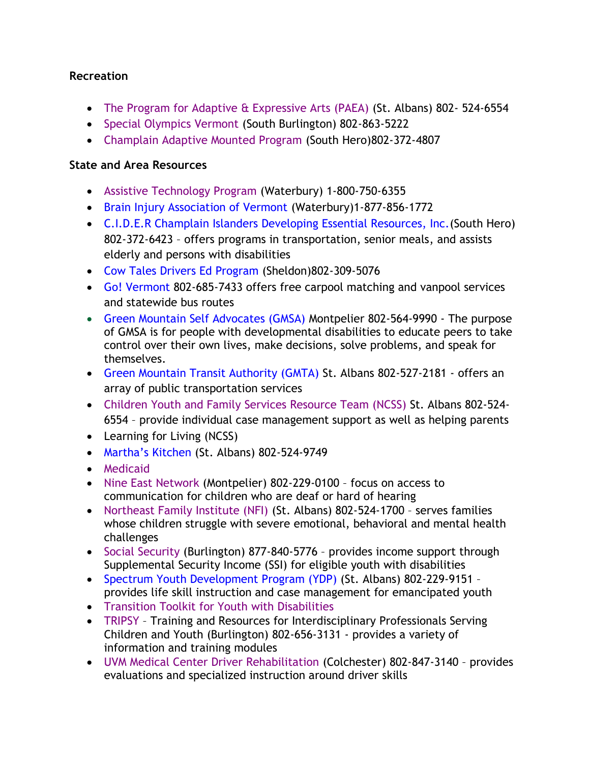**Recreation**

- The Program for Adaptive & Expressive Arts (PAEA) (St. Albans) 802- 524-6554
- Special Olympics Vermont (South Burlington) 802-863-5222
- Champlain Adaptive Mounted Program (South Hero)802-372-4807

**State and Area Resources**

- Assistive Technology Program (Waterbury) 1-800-750-6355
- Brain Injury Association of Vermont (Waterbury)1-877-856-1772
- C.I.D.E.R Champlain Islanders Developing Essential Resources, Inc.(South Hero) 802-372-6423 – offers programs in transportation, senior meals, and assists elderly and persons with disabilities
- Cow Tales Drivers Ed Program (Sheldon)802-309-5076
- Go! Vermont 802-685-7433 offers free carpool matching and vanpool services and statewide bus routes
- Green Mountain Self Advocates (GMSA) Montpelier 802-564-9990 - The purpose of GMSA is for people with developmental disabilities to educate peers to take control over their own lives, make decisions, solve problems, and speak for themselves.
- Green Mountain Transit Authority (GMTA) St. Albans 802-527-2181 - offers an array of public transportation services
- Children Youth and Family Services Resource Team (NCSS) St. Albans 802-524-6554 – provide individual case management support as well as helping parents
- Learning for Living (NCSS)
- Martha's Kitchen (St. Albans) 802-524-9749
- Medicaid
- Nine East Network (Montpelier) 802-229-0100 – focus on access to communication for children who are deaf or hard of hearing
- Northeast Family Institute (NFI) (St. Albans) 802-524-1700 – serves families whose children struggle with severe emotional, behavioral and mental health challenges
- Social Security (Burlington) 877-840-5776 – provides income support through Supplemental Security Income (SSI) for eligible youth with disabilities
- Spectrum Youth Development Program (YDP) (St. Albans) 802-229-9151 – provides life skill instruction and case management for emancipated youth
- Transition Toolkit for Youth with Disabilities
- TRIPSY – Training and Resources for Interdisciplinary Professionals Serving Children and Youth (Burlington) 802-656-3131 - provides a variety of information and training modules
- UVM Medical Center Driver Rehabilitation (Colchester) 802-847-3140 – provides evaluations and specialized instruction around driver skills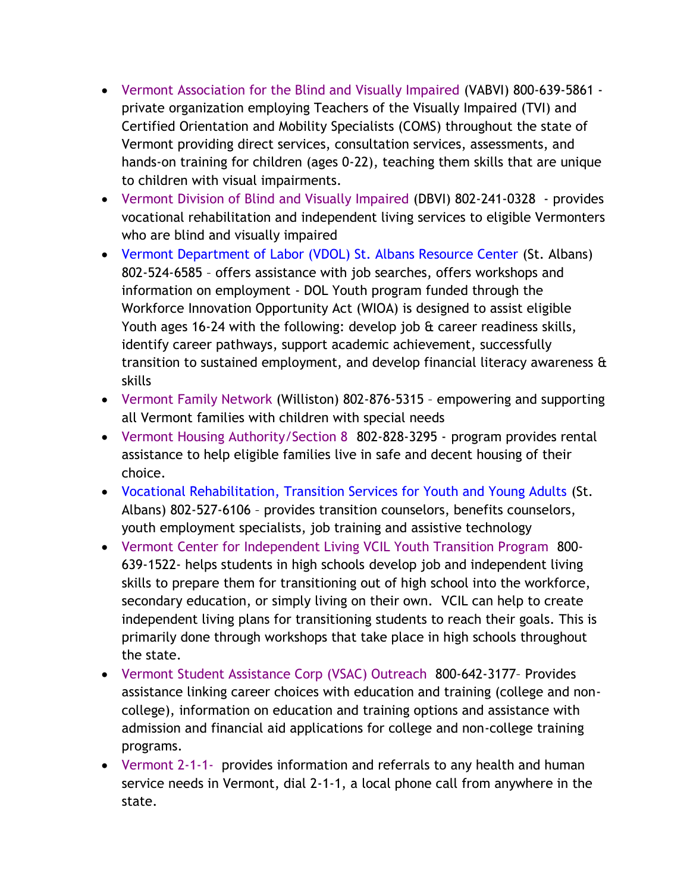- Vermont Association for the Blind and Visually Impaired (VABVI) 800-639-5861 - private organization employing Teachers of the Visually Impaired (TVI) and Certified Orientation and Mobility Specialists (COMS) throughout the state of Vermont providing direct services, consultation services, assessments, and hands-on training for children (ages 0-22), teaching them skills that are unique to children with visual impairments.
- Vermont Division of Blind and Visually Impaired (DBVI) 802-241-0328 - provides vocational rehabilitation and independent living services to eligible Vermonters who are blind and visually impaired
- Vermont Department of Labor (VDOL) St. Albans Resource Center (St. Albans) 802-524-6585 – offers assistance with job searches, offers workshops and information on employment - DOL Youth program funded through the Workforce Innovation Opportunity Act (WIOA) is designed to assist eligible Youth ages 16-24 with the following: develop job & career readiness skills, identify career pathways, support academic achievement, successfully transition to sustained employment, and develop financial literacy awareness & skills
- Vermont Family Network (Williston) 802-876-5315 – empowering and supporting all Vermont families with children with special needs
- Vermont Housing Authority/Section 8 802-828-3295 - program provides rental assistance to help eligible families live in safe and decent housing of their choice.
- Vocational Rehabilitation, Transition Services for Youth and Young Adults (St. Albans) 802-527-6106 – provides transition counselors, benefits counselors, youth employment specialists, job training and assistive technology
- Vermont Center for Independent Living VCIL Youth Transition Program 800-639-1522- helps students in high schools develop job and independent living skills to prepare them for transitioning out of high school into the workforce, secondary education, or simply living on their own. VCIL can help to create independent living plans for transitioning students to reach their goals. This is primarily done through workshops that take place in high schools throughout the state.
- Vermont Student Assistance Corp (VSAC) Outreach 800-642-3177– Provides assistance linking career choices with education and training (college and non-college), information on education and training options and assistance with admission and financial aid applications for college and non-college training programs.
- Vermont 2-1-1- provides information and referrals to any health and human service needs in Vermont, dial 2-1-1, a local phone call from anywhere in the state.